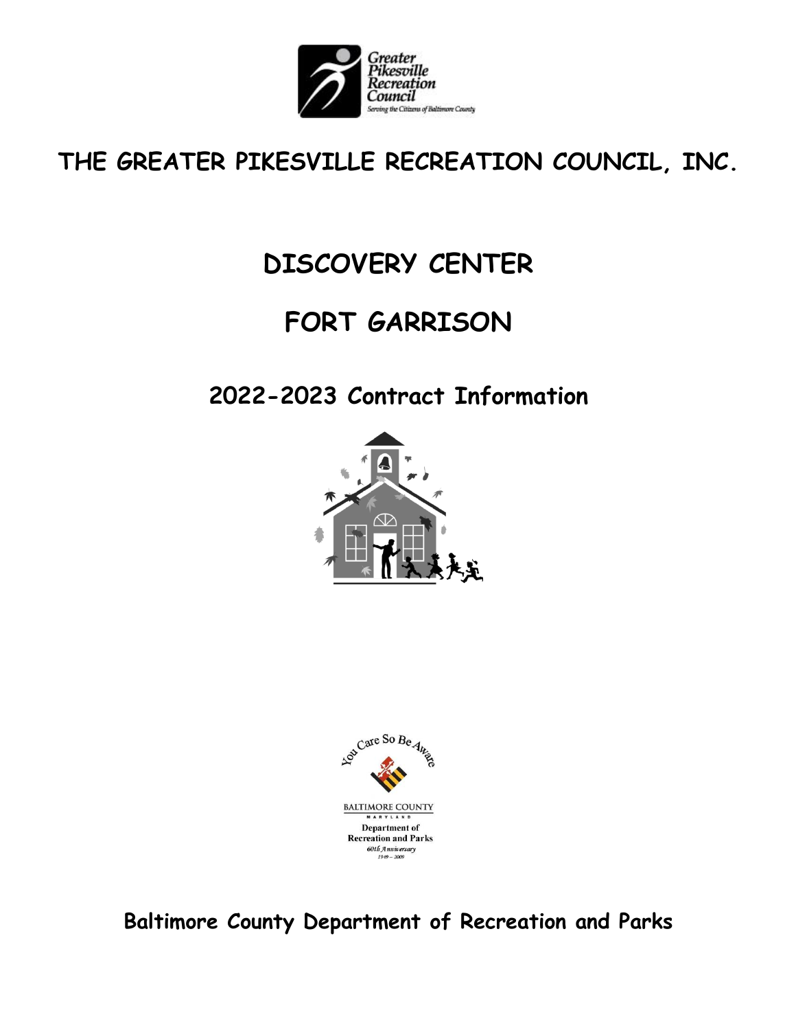# THE GREATER PIKESVILLE RECREATION COUNCIL, INC.

# DISCOVERY CENTER

# FORT GARRISON

## 2022-2023 Contract Information

**Baltimore County Department of Recreation and Parks**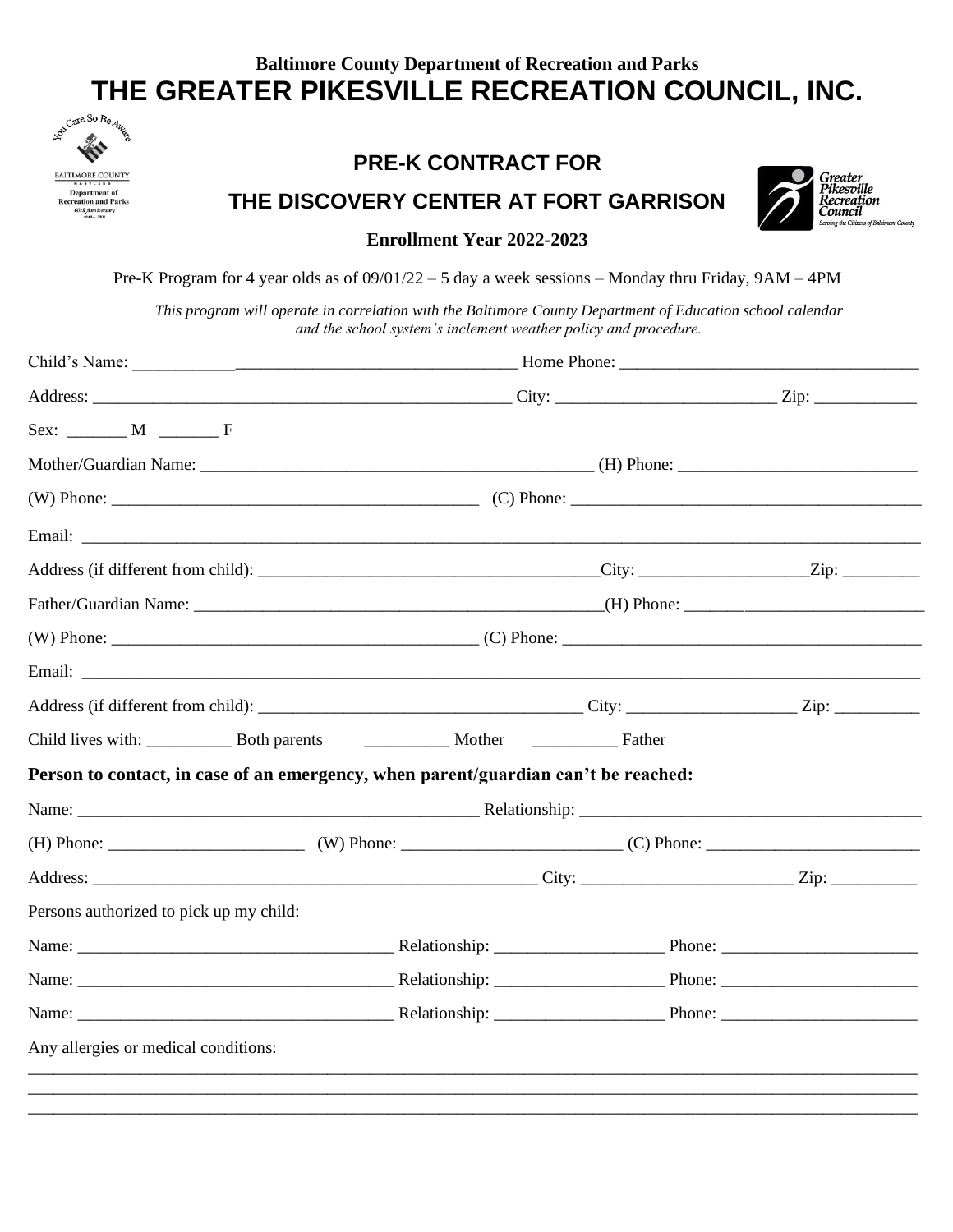**Baltimore County Department of Recreation and Parks**

# THE GREATER PIKESVILLE RECREATION COUNCIL, INC.

## PRE-K CONTRACT FOR

## THE DISCOVERY CENTER AT FORT GARRISON

**Enrollment Year 2022-2023**

Pre-K Program for 4 year olds as of 09/01/22 – 5 day a week sessions – Monday thru Friday, 9AM – 4PM

*This program will operate in correlation with the Baltimore County Department of Education school calendar and the school system's inclement weather policy and procedure.*

Child's Name: _____________________________________________ Home Phone: _____________________________________

Address: _____________________________________________________ City: __________________________ Zip: ____________

Sex: _______ M _______ F

Mother/Guardian Name: ________________________________________________ (H) Phone: ____________________________

(W) Phone: _____________________________________________ (C) Phone: ___________________________________________

Email: ________________________________________________________________________________________________________

Address (if different from child): __________________________________________City: ____________________Zip: _________

Father/Guardian Name: __________________________________________________(H) Phone: ____________________________

(W) Phone: _____________________________________________ (C) Phone: ___________________________________________

Email: ________________________________________________________________________________________________________

Address (if different from child): ________________________________________ City: ____________________ Zip: __________

Child lives with: __________ Both parents __________ Mother __________ Father

**Person to contact, in case of an emergency, when parent/guardian can't be reached:**

Name: _________________________________________________ Relationship: _________________________________________

(H) Phone: ________________________ (W) Phone: __________________________ (C) Phone: __________________________

Address: ________________________________________________________ City: _________________________ Zip: __________

Persons authorized to pick up my child:

Name: ______________________________________ Relationship: ____________________ Phone: _______________________

Name: ______________________________________ Relationship: ____________________ Phone: _______________________

Name: ______________________________________ Relationship: ____________________ Phone: _______________________

Any allergies or medical conditions:

________________________________________________________________________________________________________________

________________________________________________________________________________________________________________

________________________________________________________________________________________________________________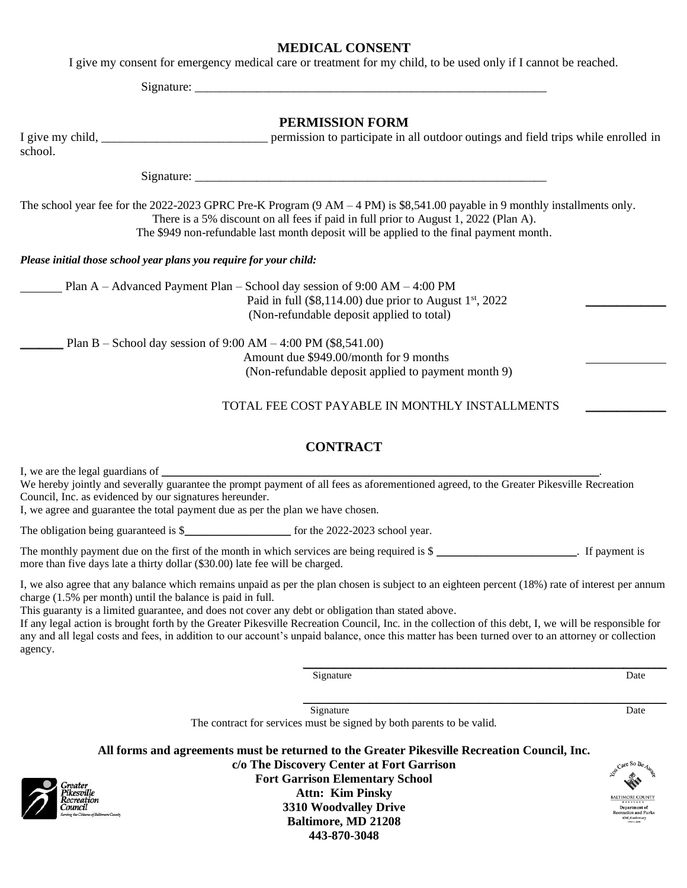## MEDICAL CONSENT

I give my consent for emergency medical care or treatment for my child, to be used only if I cannot be reached.

Signature: ___________________________________________________________

## PERMISSION FORM

I give my child, ___________________________ permission to participate in all outdoor outings and field trips while enrolled in school.

Signature: ___________________________________________________________

The school year fee for the 2022-2023 GPRC Pre-K Program (9 AM – 4 PM) is $8,541.00 payable in 9 monthly installments only.
There is a 5% discount on all fees if paid in full prior to August 1, 2022 (Plan A).
The $949 non-refundable last month deposit will be applied to the final payment month.

***Please initial those school year plans you require for your child:***

_______ Plan A – Advanced Payment Plan – School day session of 9:00 AM – 4:00 PM
Paid in full ($8,114.00) due prior to August 1st, 2022 _____________
(Non-refundable deposit applied to total)

_______ Plan B – School day session of 9:00 AM – 4:00 PM ($8,541.00)
Amount due $949.00/month for 9 months _____________
(Non-refundable deposit applied to payment month 9)

TOTAL FEE COST PAYABLE IN MONTHLY INSTALLMENTS _____________

## CONTRACT

I, we are the legal guardians of ______________________________________________________________________.
We hereby jointly and severally guarantee the prompt payment of all fees as aforementioned agreed, to the Greater Pikesville Recreation Council, Inc. as evidenced by our signatures hereunder.
I, we agree and guarantee the total payment due as per the plan we have chosen.

The obligation being guaranteed is $__________________ for the 2022-2023 school year.

The monthly payment due on the first of the month in which services are being required is $ ________________________. If payment is more than five days late a thirty dollar ($30.00) late fee will be charged.

I, we also agree that any balance which remains unpaid as per the plan chosen is subject to an eighteen percent (18%) rate of interest per annum charge (1.5% per month) until the balance is paid in full.
This guaranty is a limited guarantee, and does not cover any debt or obligation than stated above.
If any legal action is brought forth by the Greater Pikesville Recreation Council, Inc. in the collection of this debt, I, we will be responsible for any and all legal costs and fees, in addition to our account's unpaid balance, once this matter has been turned over to an attorney or collection agency.

_____________________________________________________________
Signature Date

_____________________________________________________________
Signature Date

The contract for services must be signed by both parents to be valid.

**All forms and agreements must be returned to the Greater Pikesville Recreation Council, Inc.**
**c/o The Discovery Center at Fort Garrison**
**Fort Garrison Elementary School**
**Attn: Kim Pinsky**
**3310 Woodvalley Drive**
**Baltimore, MD 21208**
**443-870-3048**

Greater Pikesville Recreation Council
Serving the Citizens of Baltimore County

You Care So Be Aware
BALTIMORE COUNTY
MARYLAND
Department of Recreation and Parks